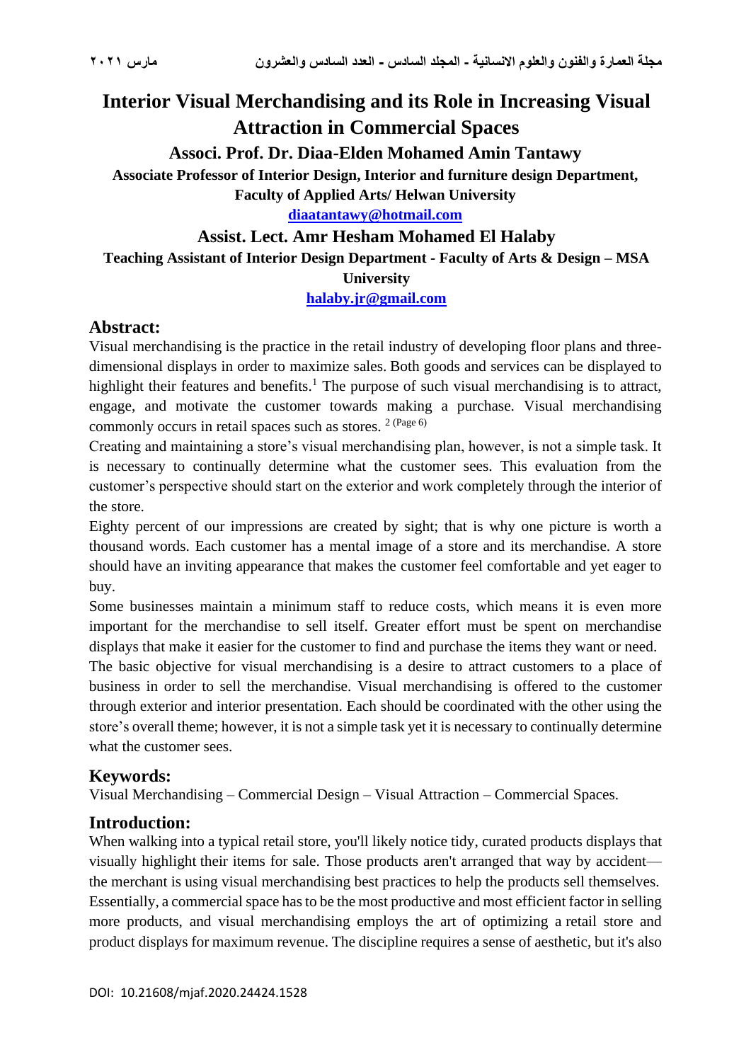# Interior Visual Merchandising and its Role in Increasing Visual Attraction in Commercial Spaces

**Associ. Prof. Dr. Diaa-Elden Mohamed Amin Tantawy**

**Associate Professor of Interior Design, Interior and furniture design Department, Faculty of Applied Arts/ Helwan University**

**diaatantawy@hotmail.com**

**Assist. Lect. Amr Hesham Mohamed El Halaby**

**Teaching Assistant of Interior Design Department - Faculty of Arts & Design – MSA University**

**halaby.jr@gmail.com**

## Abstract:

Visual merchandising is the practice in the retail industry of developing floor plans and three-dimensional displays in order to maximize sales. Both goods and services can be displayed to highlight their features and benefits.[1] The purpose of such visual merchandising is to attract, engage, and motivate the customer towards making a purchase. Visual merchandising commonly occurs in retail spaces such as stores. [2 (Page 6)]

Creating and maintaining a store's visual merchandising plan, however, is not a simple task. It is necessary to continually determine what the customer sees. This evaluation from the customer's perspective should start on the exterior and work completely through the interior of the store.

Eighty percent of our impressions are created by sight; that is why one picture is worth a thousand words. Each customer has a mental image of a store and its merchandise. A store should have an inviting appearance that makes the customer feel comfortable and yet eager to buy.

Some businesses maintain a minimum staff to reduce costs, which means it is even more important for the merchandise to sell itself. Greater effort must be spent on merchandise displays that make it easier for the customer to find and purchase the items they want or need.

The basic objective for visual merchandising is a desire to attract customers to a place of business in order to sell the merchandise. Visual merchandising is offered to the customer through exterior and interior presentation. Each should be coordinated with the other using the store's overall theme; however, it is not a simple task yet it is necessary to continually determine what the customer sees.

## Keywords:

Visual Merchandising – Commercial Design – Visual Attraction – Commercial Spaces.

## Introduction:

When walking into a typical retail store, you'll likely notice tidy, curated products displays that visually highlight their items for sale. Those products aren't arranged that way by accident—the merchant is using visual merchandising best practices to help the products sell themselves. Essentially, a commercial space has to be the most productive and most efficient factor in selling more products, and visual merchandising employs the art of optimizing a retail store and product displays for maximum revenue. The discipline requires a sense of aesthetic, but it's also

DOI: 10.21608/mjaf.2020.24424.1528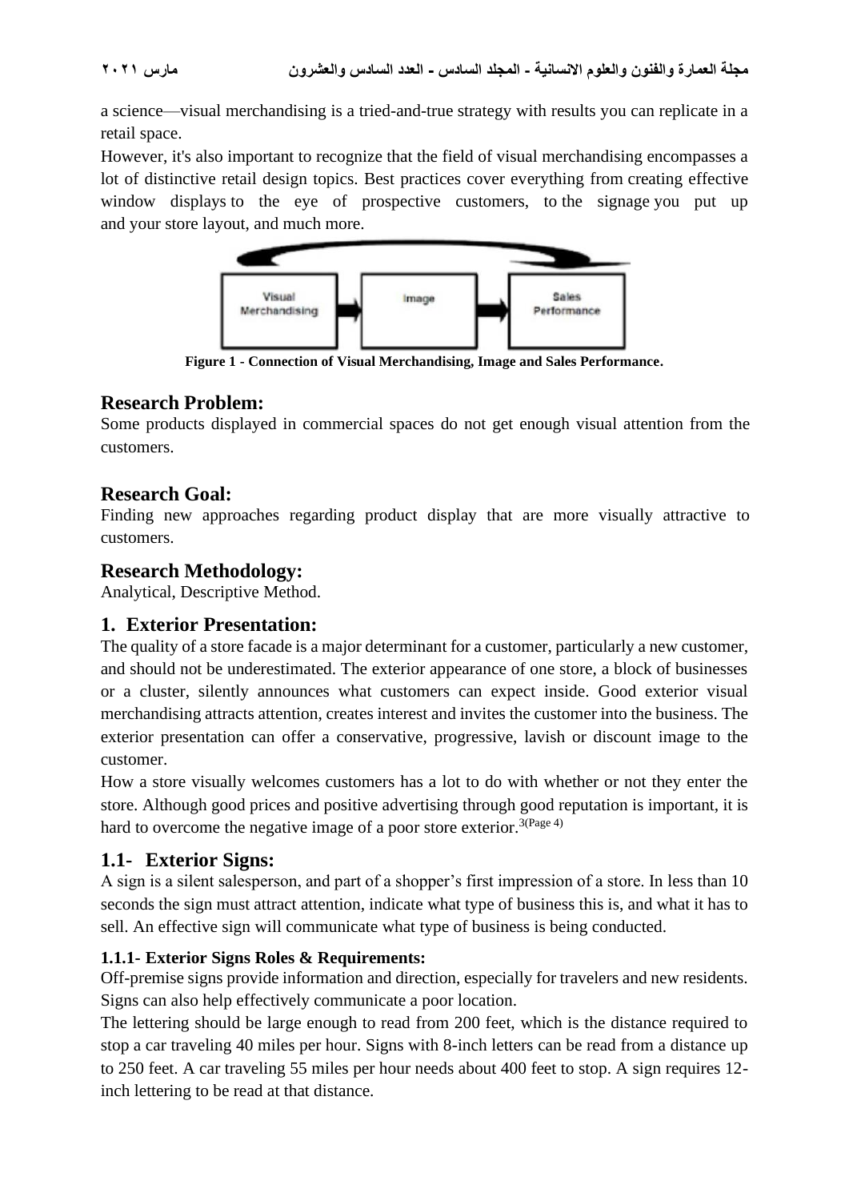a science—visual merchandising is a tried-and-true strategy with results you can replicate in a retail space.

However, it's also important to recognize that the field of visual merchandising encompasses a lot of distinctive retail design topics. Best practices cover everything from creating effective window displays to the eye of prospective customers, to the signage you put up and your store layout, and much more.

**Figure 1 - Connection of Visual Merchandising, Image and Sales Performance.**

## Research Problem:

Some products displayed in commercial spaces do not get enough visual attention from the customers.

## Research Goal:

Finding new approaches regarding product display that are more visually attractive to customers.

## Research Methodology:

Analytical, Descriptive Method.

## 1. Exterior Presentation:

The quality of a store facade is a major determinant for a customer, particularly a new customer, and should not be underestimated. The exterior appearance of one store, a block of businesses or a cluster, silently announces what customers can expect inside. Good exterior visual merchandising attracts attention, creates interest and invites the customer into the business. The exterior presentation can offer a conservative, progressive, lavish or discount image to the customer.

How a store visually welcomes customers has a lot to do with whether or not they enter the store. Although good prices and positive advertising through good reputation is important, it is hard to overcome the negative image of a poor store exterior.[3(Page 4)]

## 1.1- Exterior Signs:

A sign is a silent salesperson, and part of a shopper's first impression of a store. In less than 10 seconds the sign must attract attention, indicate what type of business this is, and what it has to sell. An effective sign will communicate what type of business is being conducted.

### 1.1.1- Exterior Signs Roles & Requirements:

Off-premise signs provide information and direction, especially for travelers and new residents. Signs can also help effectively communicate a poor location.

The lettering should be large enough to read from 200 feet, which is the distance required to stop a car traveling 40 miles per hour. Signs with 8-inch letters can be read from a distance up to 250 feet. A car traveling 55 miles per hour needs about 400 feet to stop. A sign requires 12-inch lettering to be read at that distance.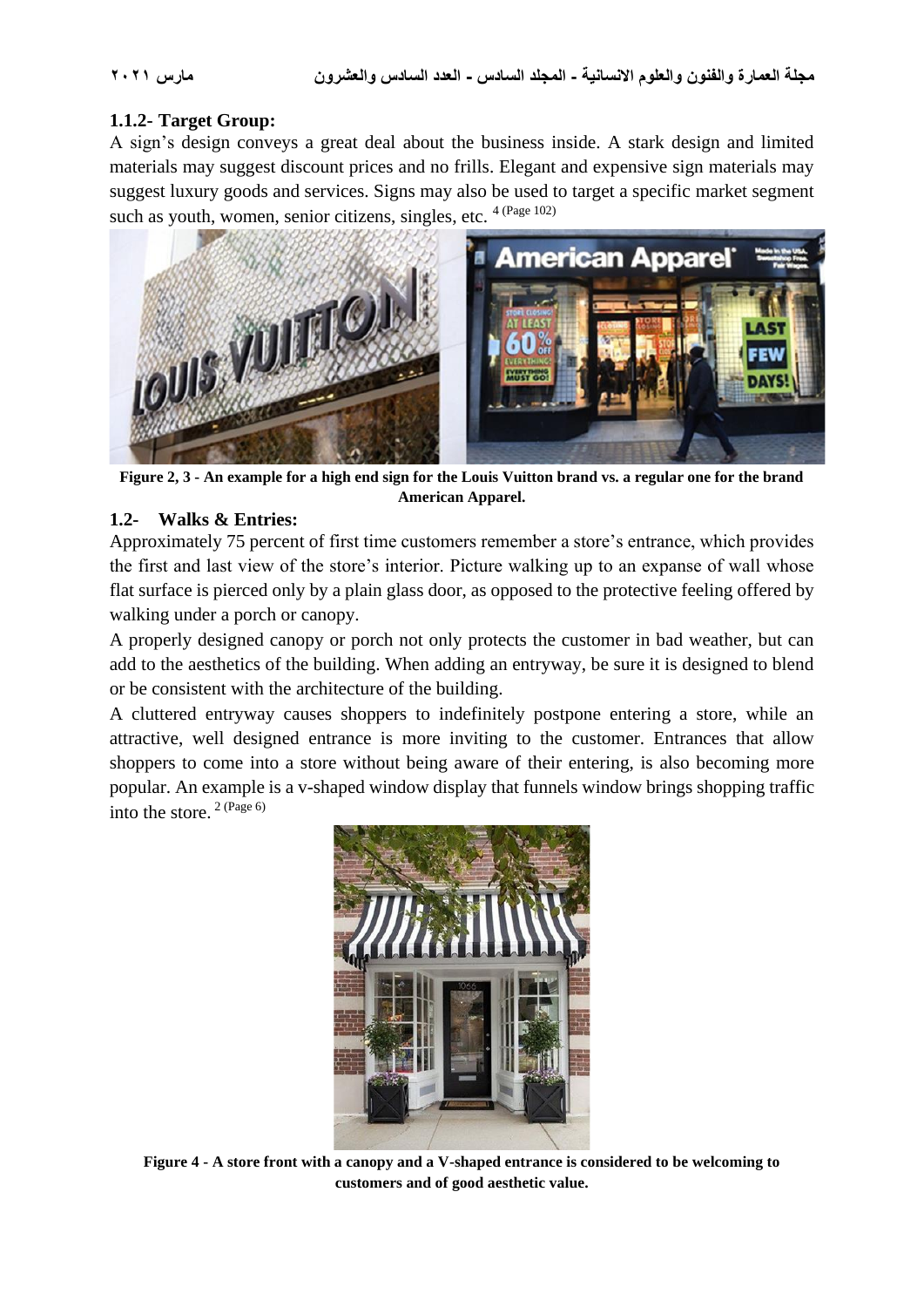### 1.1.2- Target Group:

A sign's design conveys a great deal about the business inside. A stark design and limited materials may suggest discount prices and no frills. Elegant and expensive sign materials may suggest luxury goods and services. Signs may also be used to target a specific market segment such as youth, women, senior citizens, singles, etc. [4 (Page 102)]

**Figure 2, 3 - An example for a high end sign for the Louis Vuitton brand vs. a regular one for the brand American Apparel.**

## 1.2- Walks & Entries:

Approximately 75 percent of first time customers remember a store's entrance, which provides the first and last view of the store's interior. Picture walking up to an expanse of wall whose flat surface is pierced only by a plain glass door, as opposed to the protective feeling offered by walking under a porch or canopy.

A properly designed canopy or porch not only protects the customer in bad weather, but can add to the aesthetics of the building. When adding an entryway, be sure it is designed to blend or be consistent with the architecture of the building.

A cluttered entryway causes shoppers to indefinitely postpone entering a store, while an attractive, well designed entrance is more inviting to the customer. Entrances that allow shoppers to come into a store without being aware of their entering, is also becoming more popular. An example is a v-shaped window display that funnels window brings shopping traffic into the store. [2 (Page 6)]

**Figure 4 - A store front with a canopy and a V-shaped entrance is considered to be welcoming to customers and of good aesthetic value.**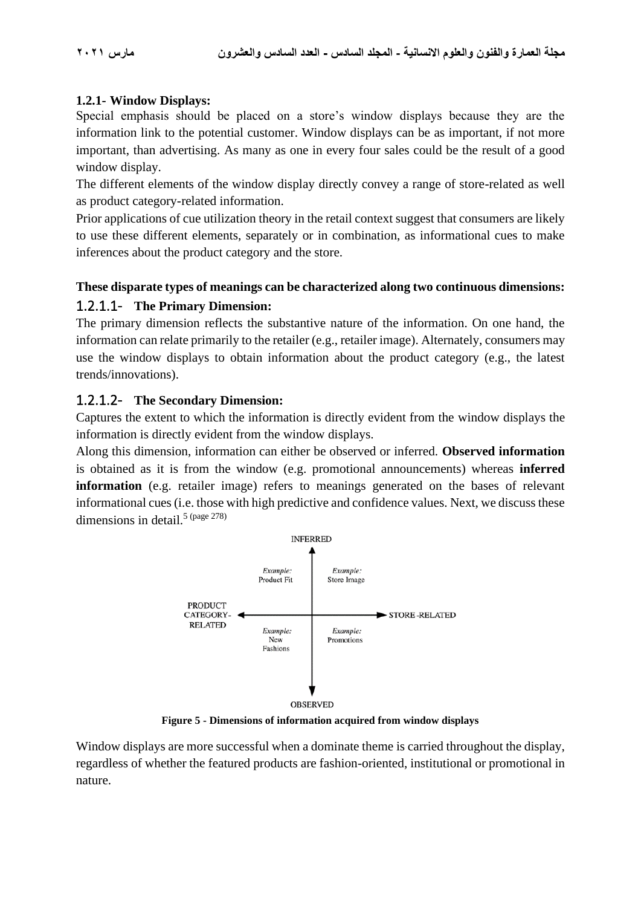### 1.2.1- Window Displays:

Special emphasis should be placed on a store's window displays because they are the information link to the potential customer. Window displays can be as important, if not more important, than advertising. As many as one in every four sales could be the result of a good window display.

The different elements of the window display directly convey a range of store-related as well as product category-related information.

Prior applications of cue utilization theory in the retail context suggest that consumers are likely to use these different elements, separately or in combination, as informational cues to make inferences about the product category and the store.

**These disparate types of meanings can be characterized along two continuous dimensions:**

#### 1.2.1.1- The Primary Dimension:

The primary dimension reflects the substantive nature of the information. On one hand, the information can relate primarily to the retailer (e.g., retailer image). Alternately, consumers may use the window displays to obtain information about the product category (e.g., the latest trends/innovations).

#### 1.2.1.2- The Secondary Dimension:

Captures the extent to which the information is directly evident from the window displays the information is directly evident from the window displays.

Along this dimension, information can either be observed or inferred. **Observed information** is obtained as it is from the window (e.g. promotional announcements) whereas **inferred information** (e.g. retailer image) refers to meanings generated on the bases of relevant informational cues (i.e. those with high predictive and confidence values. Next, we discuss these dimensions in detail.[5 (page 278)]

INFERRED

| | |
|---|---|
| *Example:* Product Fit | *Example:* Store Image |
| *Example:* New Fashions | *Example:* Promotions |

PRODUCT CATEGORY-RELATED ◄—► STORE-RELATED

OBSERVED

**Figure 5 - Dimensions of information acquired from window displays**

Window displays are more successful when a dominate theme is carried throughout the display, regardless of whether the featured products are fashion-oriented, institutional or promotional in nature.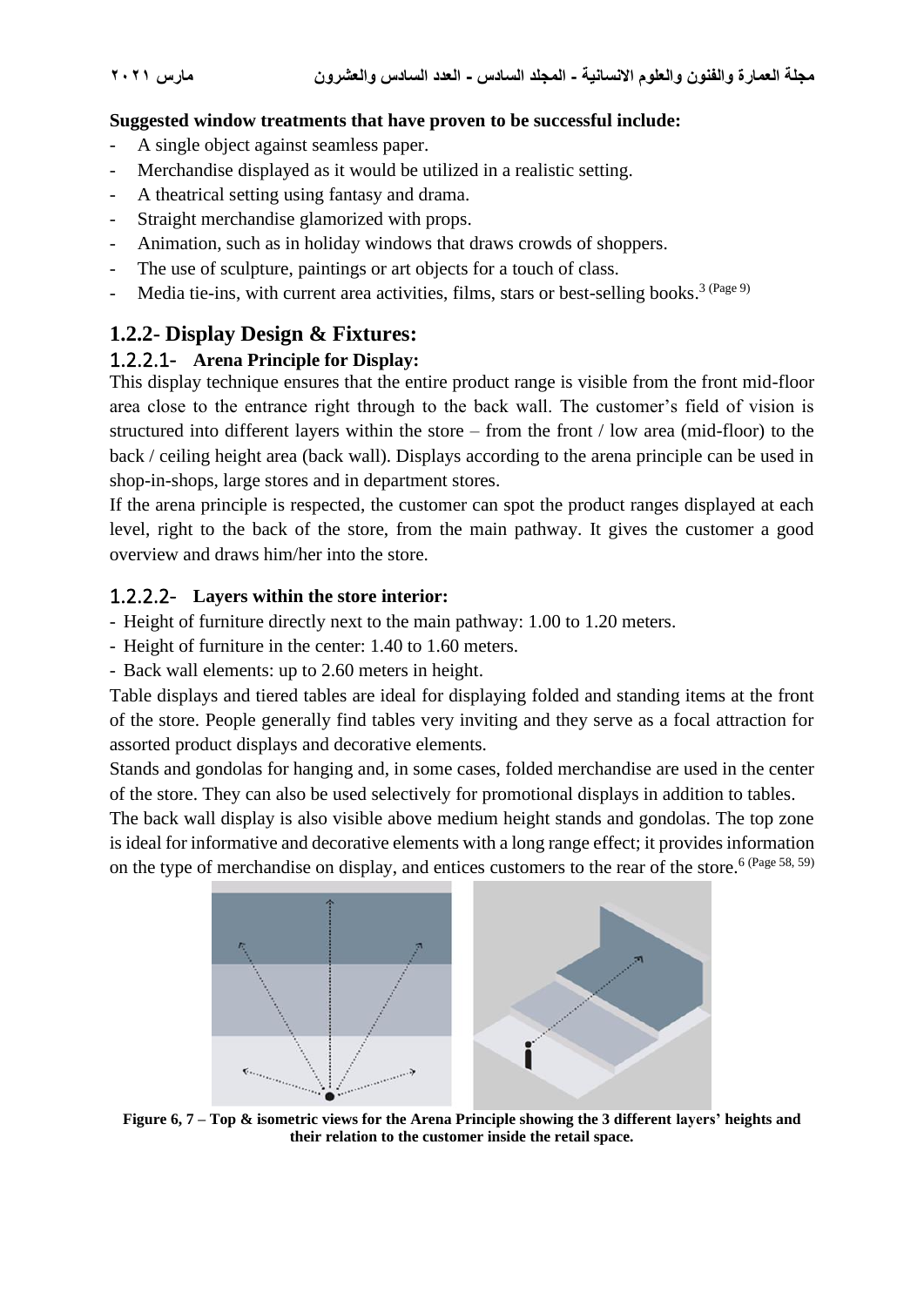**Suggested window treatments that have proven to be successful include:**

- A single object against seamless paper.
- Merchandise displayed as it would be utilized in a realistic setting.
- A theatrical setting using fantasy and drama.
- Straight merchandise glamorized with props.
- Animation, such as in holiday windows that draws crowds of shoppers.
- The use of sculpture, paintings or art objects for a touch of class.
- Media tie-ins, with current area activities, films, stars or best-selling books.[3 (Page 9)]

## 1.2.2- Display Design & Fixtures:

### 1.2.2.1- Arena Principle for Display:

This display technique ensures that the entire product range is visible from the front mid-floor area close to the entrance right through to the back wall. The customer's field of vision is structured into different layers within the store – from the front / low area (mid-floor) to the back / ceiling height area (back wall). Displays according to the arena principle can be used in shop-in-shops, large stores and in department stores.

If the arena principle is respected, the customer can spot the product ranges displayed at each level, right to the back of the store, from the main pathway. It gives the customer a good overview and draws him/her into the store.

### 1.2.2.2- Layers within the store interior:

- Height of furniture directly next to the main pathway: 1.00 to 1.20 meters.
- Height of furniture in the center: 1.40 to 1.60 meters.
- Back wall elements: up to 2.60 meters in height.

Table displays and tiered tables are ideal for displaying folded and standing items at the front of the store. People generally find tables very inviting and they serve as a focal attraction for assorted product displays and decorative elements.

Stands and gondolas for hanging and, in some cases, folded merchandise are used in the center of the store. They can also be used selectively for promotional displays in addition to tables.

The back wall display is also visible above medium height stands and gondolas. The top zone is ideal for informative and decorative elements with a long range effect; it provides information on the type of merchandise on display, and entices customers to the rear of the store.[6 (Page 58, 59)]

**Figure 6, 7 – Top & isometric views for the Arena Principle showing the 3 different layers' heights and their relation to the customer inside the retail space.**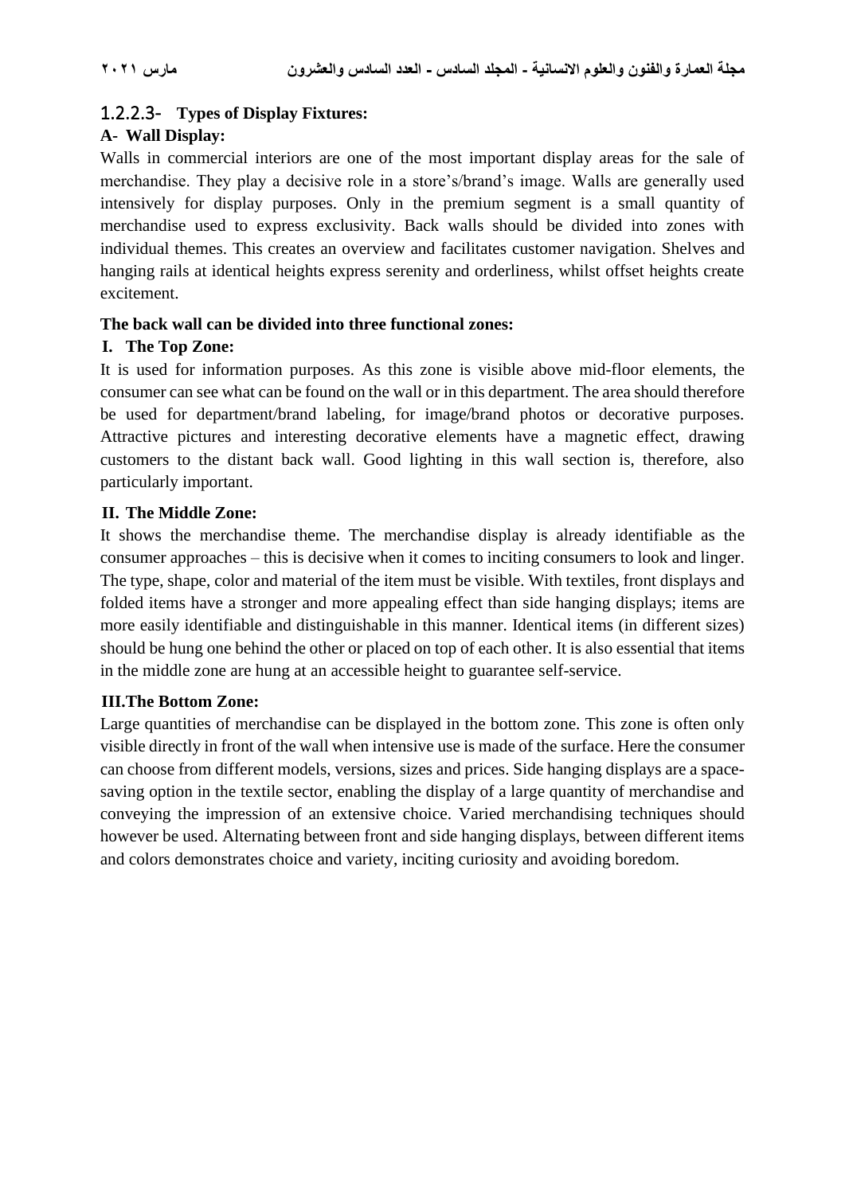### 1.2.2.3- Types of Display Fixtures:

#### A- Wall Display:

Walls in commercial interiors are one of the most important display areas for the sale of merchandise. They play a decisive role in a store's/brand's image. Walls are generally used intensively for display purposes. Only in the premium segment is a small quantity of merchandise used to express exclusivity. Back walls should be divided into zones with individual themes. This creates an overview and facilitates customer navigation. Shelves and hanging rails at identical heights express serenity and orderliness, whilst offset heights create excitement.

**The back wall can be divided into three functional zones:**

**I. The Top Zone:**

It is used for information purposes. As this zone is visible above mid-floor elements, the consumer can see what can be found on the wall or in this department. The area should therefore be used for department/brand labeling, for image/brand photos or decorative purposes. Attractive pictures and interesting decorative elements have a magnetic effect, drawing customers to the distant back wall. Good lighting in this wall section is, therefore, also particularly important.

**II. The Middle Zone:**

It shows the merchandise theme. The merchandise display is already identifiable as the consumer approaches – this is decisive when it comes to inciting consumers to look and linger. The type, shape, color and material of the item must be visible. With textiles, front displays and folded items have a stronger and more appealing effect than side hanging displays; items are more easily identifiable and distinguishable in this manner. Identical items (in different sizes) should be hung one behind the other or placed on top of each other. It is also essential that items in the middle zone are hung at an accessible height to guarantee self-service.

**III. The Bottom Zone:**

Large quantities of merchandise can be displayed in the bottom zone. This zone is often only visible directly in front of the wall when intensive use is made of the surface. Here the consumer can choose from different models, versions, sizes and prices. Side hanging displays are a space-saving option in the textile sector, enabling the display of a large quantity of merchandise and conveying the impression of an extensive choice. Varied merchandising techniques should however be used. Alternating between front and side hanging displays, between different items and colors demonstrates choice and variety, inciting curiosity and avoiding boredom.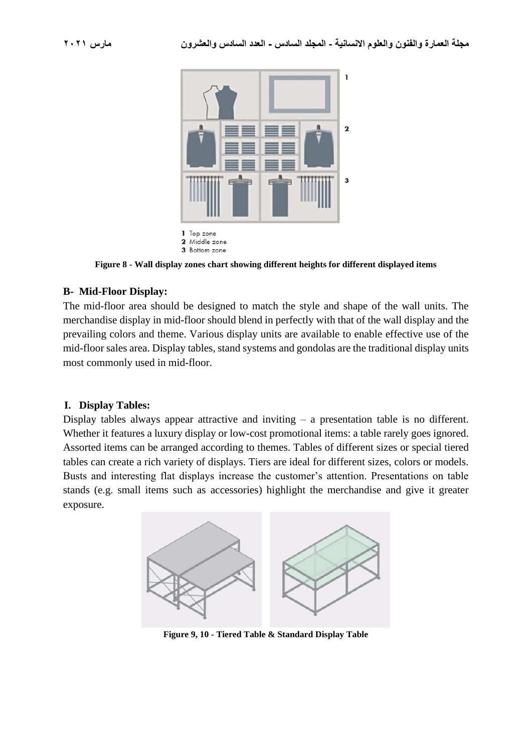1 Top zone
2 Middle zone
3 Bottom zone

**Figure 8 - Wall display zones chart showing different heights for different displayed items**

### B- Mid-Floor Display:

The mid-floor area should be designed to match the style and shape of the wall units. The merchandise display in mid-floor should blend in perfectly with that of the wall display and the prevailing colors and theme. Various display units are available to enable effective use of the mid-floor sales area. Display tables, stand systems and gondolas are the traditional display units most commonly used in mid-floor.

### I. Display Tables:

Display tables always appear attractive and inviting – a presentation table is no different. Whether it features a luxury display or low-cost promotional items: a table rarely goes ignored. Assorted items can be arranged according to themes. Tables of different sizes or special tiered tables can create a rich variety of displays. Tiers are ideal for different sizes, colors or models. Busts and interesting flat displays increase the customer's attention. Presentations on table stands (e.g. small items such as accessories) highlight the merchandise and give it greater exposure.

**Figure 9, 10 - Tiered Table & Standard Display Table**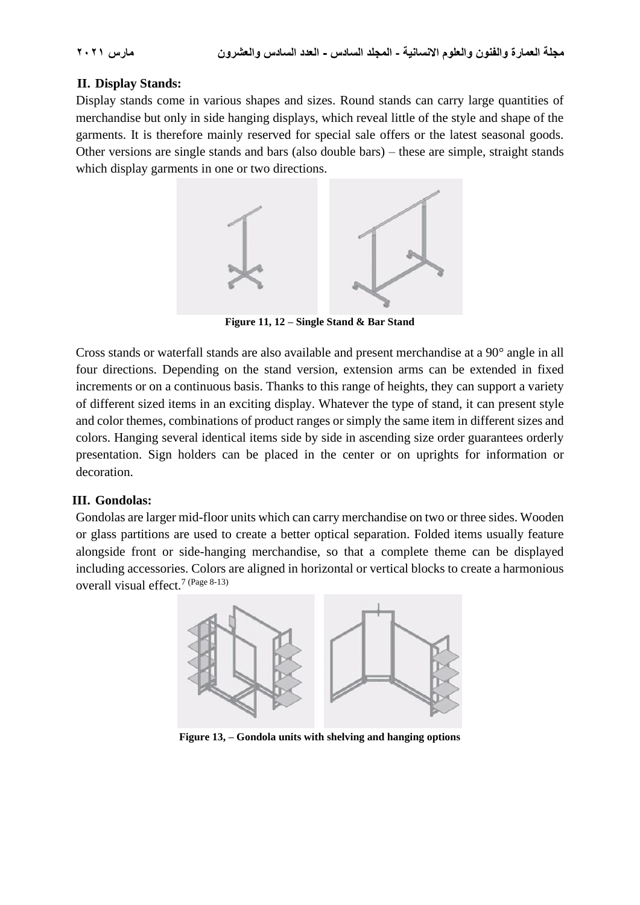## II. Display Stands:

Display stands come in various shapes and sizes. Round stands can carry large quantities of merchandise but only in side hanging displays, which reveal little of the style and shape of the garments. It is therefore mainly reserved for special sale offers or the latest seasonal goods. Other versions are single stands and bars (also double bars) – these are simple, straight stands which display garments in one or two directions.

**Figure 11, 12 – Single Stand & Bar Stand**

Cross stands or waterfall stands are also available and present merchandise at a 90° angle in all four directions. Depending on the stand version, extension arms can be extended in fixed increments or on a continuous basis. Thanks to this range of heights, they can support a variety of different sized items in an exciting display. Whatever the type of stand, it can present style and color themes, combinations of product ranges or simply the same item in different sizes and colors. Hanging several identical items side by side in ascending size order guarantees orderly presentation. Sign holders can be placed in the center or on uprights for information or decoration.

## III. Gondolas:

Gondolas are larger mid-floor units which can carry merchandise on two or three sides. Wooden or glass partitions are used to create a better optical separation. Folded items usually feature alongside front or side-hanging merchandise, so that a complete theme can be displayed including accessories. Colors are aligned in horizontal or vertical blocks to create a harmonious overall visual effect.[7 (Page 8-13)]

**Figure 13, – Gondola units with shelving and hanging options**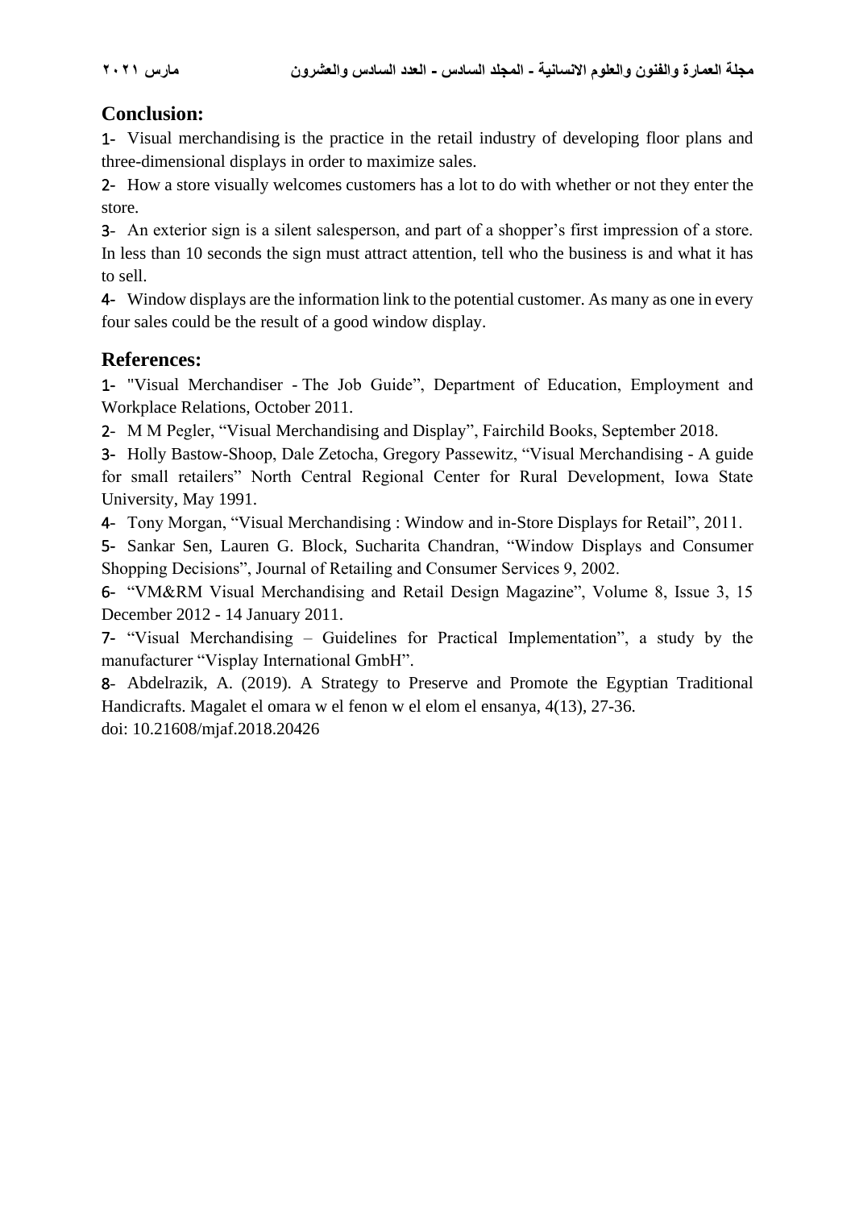## Conclusion:

1- Visual merchandising is the practice in the retail industry of developing floor plans and three-dimensional displays in order to maximize sales.

2- How a store visually welcomes customers has a lot to do with whether or not they enter the store.

3- An exterior sign is a silent salesperson, and part of a shopper's first impression of a store. In less than 10 seconds the sign must attract attention, tell who the business is and what it has to sell.

4- Window displays are the information link to the potential customer. As many as one in every four sales could be the result of a good window display.

## References:

1- "Visual Merchandiser - The Job Guide", Department of Education, Employment and Workplace Relations, October 2011.

2- M M Pegler, "Visual Merchandising and Display", Fairchild Books, September 2018.

3- Holly Bastow-Shoop, Dale Zetocha, Gregory Passewitz, "Visual Merchandising - A guide for small retailers" North Central Regional Center for Rural Development, Iowa State University, May 1991.

4- Tony Morgan, "Visual Merchandising : Window and in-Store Displays for Retail", 2011.

5- Sankar Sen, Lauren G. Block, Sucharita Chandran, "Window Displays and Consumer Shopping Decisions", Journal of Retailing and Consumer Services 9, 2002.

6- "VM&RM Visual Merchandising and Retail Design Magazine", Volume 8, Issue 3, 15 December 2012 - 14 January 2011.

7- "Visual Merchandising – Guidelines for Practical Implementation", a study by the manufacturer "Visplay International GmbH".

8- Abdelrazik, A. (2019). A Strategy to Preserve and Promote the Egyptian Traditional Handicrafts. Magalet el omara w el fenon w el elom el ensanya, 4(13), 27-36. doi: 10.21608/mjaf.2018.20426